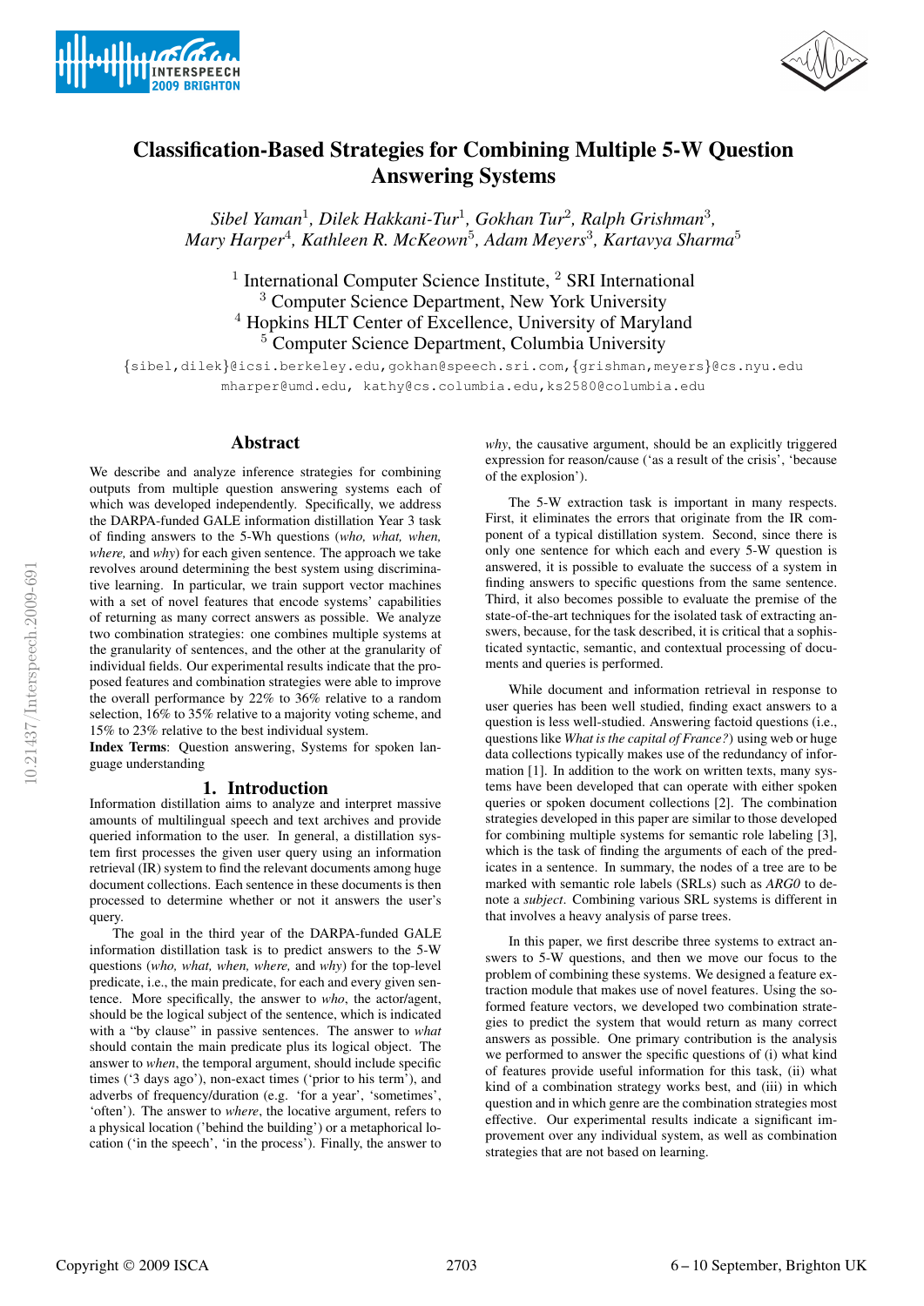# Classification-Based Strategies for Combining Multiple 5-W Question Answering Systems

*Sibel Yaman*[1], *Dilek Hakkani-Tur*[1], *Gokhan Tur*[2], *Ralph Grishman*[3], *Mary Harper*[4], *Kathleen R. McKeown*[5], *Adam Meyers*[3], *Kartavya Sharma*[5]

[1] International Computer Science Institute, [2] SRI International
[3] Computer Science Department, New York University
[4] Hopkins HLT Center of Excellence, University of Maryland
[5] Computer Science Department, Columbia University

{sibel,dilek}@icsi.berkeley.edu, gokhan@speech.sri.com, {grishman,meyers}@cs.nyu.edu
mharper@umd.edu, kathy@cs.columbia.edu, ks2580@columbia.edu

## Abstract

We describe and analyze inference strategies for combining outputs from multiple question answering systems each of which was developed independently. Specifically, we address the DARPA-funded GALE information distillation Year 3 task of finding answers to the 5-Wh questions (*who, what, when, where,* and *why*) for each given sentence. The approach we take revolves around determining the best system using discriminative learning. In particular, we train support vector machines with a set of novel features that encode systems' capabilities of returning as many correct answers as possible. We analyze two combination strategies: one combines multiple systems at the granularity of sentences, and the other at the granularity of individual fields. Our experimental results indicate that the proposed features and combination strategies were able to improve the overall performance by 22% to 36% relative to a random selection, 16% to 35% relative to a majority voting scheme, and 15% to 23% relative to the best individual system.

**Index Terms**: Question answering, Systems for spoken language understanding

## 1. Introduction

Information distillation aims to analyze and interpret massive amounts of multilingual speech and text archives and provide queried information to the user. In general, a distillation system first processes the given user query using an information retrieval (IR) system to find the relevant documents among huge document collections. Each sentence in these documents is then processed to determine whether or not it answers the user's query.

The goal in the third year of the DARPA-funded GALE information distillation task is to predict answers to the 5-W questions (*who, what, when, where,* and *why*) for the top-level predicate, i.e., the main predicate, for each and every given sentence. More specifically, the answer to *who*, the actor/agent, should be the logical subject of the sentence, which is indicated with a "by clause" in passive sentences. The answer to *what* should contain the main predicate plus its logical object. The answer to *when*, the temporal argument, should include specific times ('3 days ago'), non-exact times ('prior to his term'), and adverbs of frequency/duration (e.g. 'for a year', 'sometimes', 'often'). The answer to *where*, the locative argument, refers to a physical location ('behind the building') or a metaphorical location ('in the speech', 'in the process'). Finally, the answer to *why*, the causative argument, should be an explicitly triggered expression for reason/cause ('as a result of the crisis', 'because of the explosion').

The 5-W extraction task is important in many respects. First, it eliminates the errors that originate from the IR component of a typical distillation system. Second, since there is only one sentence for which each and every 5-W question is answered, it is possible to evaluate the success of a system in finding answers to specific questions from the same sentence. Third, it also becomes possible to evaluate the premise of the state-of-the-art techniques for the isolated task of extracting answers, because, for the task described, it is critical that a sophisticated syntactic, semantic, and contextual processing of documents and queries is performed.

While document and information retrieval in response to user queries has been well studied, finding exact answers to a question is less well-studied. Answering factoid questions (i.e., questions like *What is the capital of France?*) using web or huge data collections typically makes use of the redundancy of information [1]. In addition to the work on written texts, many systems have been developed that can operate with either spoken queries or spoken document collections [2]. The combination strategies developed in this paper are similar to those developed for combining multiple systems for semantic role labeling [3], which is the task of finding the arguments of each of the predicates in a sentence. In summary, the nodes of a tree are to be marked with semantic role labels (SRLs) such as *ARG0* to denote a *subject*. Combining various SRL systems is different in that involves a heavy analysis of parse trees.

In this paper, we first describe three systems to extract answers to 5-W questions, and then we move our focus to the problem of combining these systems. We designed a feature extraction module that makes use of novel features. Using the so-formed feature vectors, we developed two combination strategies to predict the system that would return as many correct answers as possible. One primary contribution is the analysis we performed to answer the specific questions of (i) what kind of features provide useful information for this task, (ii) what kind of a combination strategy works best, and (iii) in which question and in which genre are the combination strategies most effective. Our experimental results indicate a significant improvement over any individual system, as well as combination strategies that are not based on learning.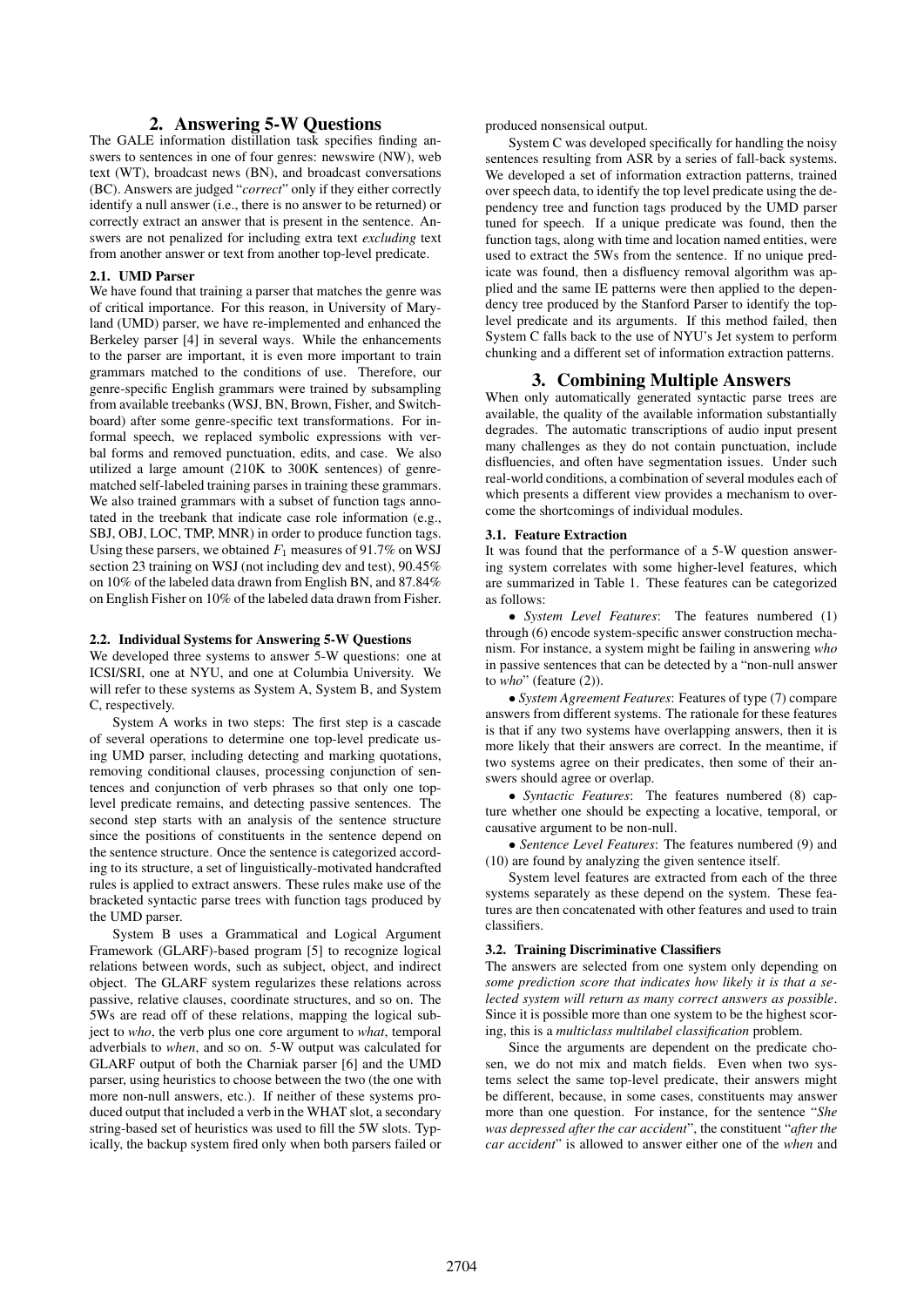## 2. Answering 5-W Questions

The GALE information distillation task specifies finding answers to sentences in one of four genres: newswire (NW), web text (WT), broadcast news (BN), and broadcast conversations (BC). Answers are judged "*correct*" only if they either correctly identify a null answer (i.e., there is no answer to be returned) or correctly extract an answer that is present in the sentence. Answers are not penalized for including extra text *excluding* text from another answer or text from another top-level predicate.

### 2.1. UMD Parser

We have found that training a parser that matches the genre was of critical importance. For this reason, in University of Maryland (UMD) parser, we have re-implemented and enhanced the Berkeley parser [4] in several ways. While the enhancements to the parser are important, it is even more important to train grammars matched to the conditions of use. Therefore, our genre-specific English grammars were trained by subsampling from available treebanks (WSJ, BN, Brown, Fisher, and Switchboard) after some genre-specific text transformations. For informal speech, we replaced symbolic expressions with verbal forms and removed punctuation, edits, and case. We also utilized a large amount (210K to 300K sentences) of genre-matched self-labeled training parses in training these grammars. We also trained grammars with a subset of function tags annotated in the treebank that indicate case role information (e.g., SBJ, OBJ, LOC, TMP, MNR) in order to produce function tags. Using these parsers, we obtained $F_1$ measures of 91.7% on WSJ section 23 training on WSJ (not including dev and test), 90.45% on 10% of the labeled data drawn from English BN, and 87.84% on English Fisher on 10% of the labeled data drawn from Fisher.

### 2.2. Individual Systems for Answering 5-W Questions

We developed three systems to answer 5-W questions: one at ICSI/SRI, one at NYU, and one at Columbia University. We will refer to these systems as System A, System B, and System C, respectively.

System A works in two steps: The first step is a cascade of several operations to determine one top-level predicate using UMD parser, including detecting and marking quotations, removing conditional clauses, processing conjunction of sentences and conjunction of verb phrases so that only one top-level predicate remains, and detecting passive sentences. The second step starts with an analysis of the sentence structure since the positions of constituents in the sentence depend on the sentence structure. Once the sentence is categorized according to its structure, a set of linguistically-motivated handcrafted rules is applied to extract answers. These rules make use of the bracketed syntactic parse trees with function tags produced by the UMD parser.

System B uses a Grammatical and Logical Argument Framework (GLARF)-based program [5] to recognize logical relations between words, such as subject, object, and indirect object. The GLARF system regularizes these relations across passive, relative clauses, coordinate structures, and so on. The 5Ws are read off of these relations, mapping the logical subject to *who*, the verb plus one core argument to *what*, temporal adverbials to *when*, and so on. 5-W output was calculated for GLARF output of both the Charniak parser [6] and the UMD parser, using heuristics to choose between the two (the one with more non-null answers, etc.). If neither of these systems produced output that included a verb in the WHAT slot, a secondary string-based set of heuristics was used to fill the 5W slots. Typically, the backup system fired only when both parsers failed or produced nonsensical output.

System C was developed specifically for handling the noisy sentences resulting from ASR by a series of fall-back systems. We developed a set of information extraction patterns, trained over speech data, to identify the top level predicate using the dependency tree and function tags produced by the UMD parser tuned for speech. If a unique predicate was found, then the function tags, along with time and location named entities, were used to extract the 5Ws from the sentence. If no unique predicate was found, then a disfluency removal algorithm was applied and the same IE patterns were then applied to the dependency tree produced by the Stanford Parser to identify the top-level predicate and its arguments. If this method failed, then System C falls back to the use of NYU's Jet system to perform chunking and a different set of information extraction patterns.

## 3. Combining Multiple Answers

When only automatically generated syntactic parse trees are available, the quality of the available information substantially degrades. The automatic transcriptions of audio input present many challenges as they do not contain punctuation, include disfluencies, and often have segmentation issues. Under such real-world conditions, a combination of several modules each of which presents a different view provides a mechanism to overcome the shortcomings of individual modules.

### 3.1. Feature Extraction

It was found that the performance of a 5-W question answering system correlates with some higher-level features, which are summarized in Table 1. These features can be categorized as follows:

- *System Level Features*: The features numbered (1) through (6) encode system-specific answer construction mechanism. For instance, a system might be failing in answering *who* in passive sentences that can be detected by a "non-null answer to *who*" (feature (2)).
- *System Agreement Features*: Features of type (7) compare answers from different systems. The rationale for these features is that if any two systems have overlapping answers, then it is more likely that their answers are correct. In the meantime, if two systems agree on their predicates, then some of their answers should agree or overlap.
- *Syntactic Features*: The features numbered (8) capture whether one should be expecting a locative, temporal, or causative argument to be non-null.
- *Sentence Level Features*: The features numbered (9) and (10) are found by analyzing the given sentence itself.

System level features are extracted from each of the three systems separately as these depend on the system. These features are then concatenated with other features and used to train classifiers.

### 3.2. Training Discriminative Classifiers

The answers are selected from one system only depending on *some prediction score that indicates how likely it is that a selected system will return as many correct answers as possible*. Since it is possible more than one system to be the highest scoring, this is a *multiclass multilabel classification* problem.

Since the arguments are dependent on the predicate chosen, we do not mix and match fields. Even when two systems select the same top-level predicate, their answers might be different, because, in some cases, constituents may answer more than one question. For instance, for the sentence "*She was depressed after the car accident*", the constituent "*after the car accident*" is allowed to answer either one of the *when* and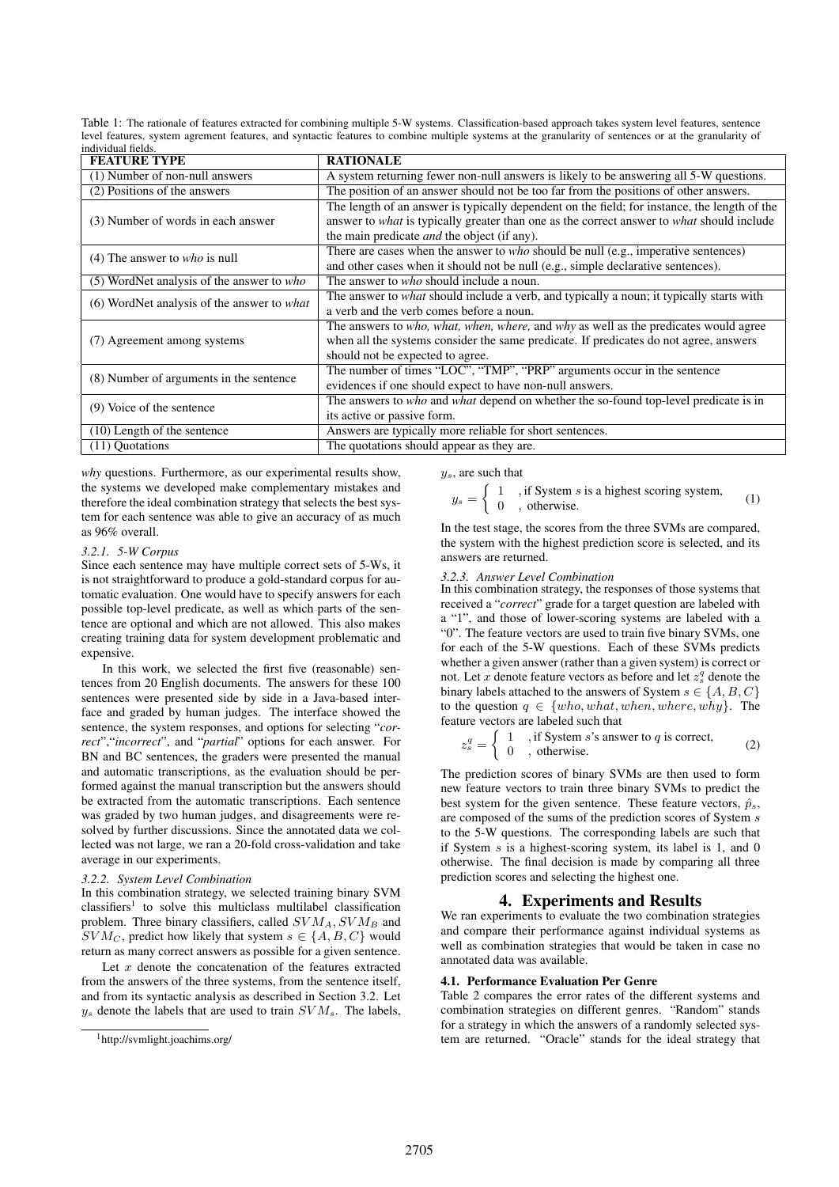Table 1: The rationale of features extracted for combining multiple 5-W systems. Classification-based approach takes system level features, sentence level features, system agrement features, and syntactic features to combine multiple systems at the granularity of sentences or at the granularity of individual fields.

| FEATURE TYPE | RATIONALE |
| --- | --- |
| (1) Number of non-null answers | A system returning fewer non-null answers is likely to be answering all 5-W questions. |
| (2) Positions of the answers | The position of an answer should not be too far from the positions of other answers. |
| (3) Number of words in each answer | The length of an answer is typically dependent on the field; for instance, the length of the answer to *what* is typically greater than one as the correct answer to *what* should include the main predicate *and* the object (if any). |
| (4) The answer to *who* is null | There are cases when the answer to *who* should be null (e.g., imperative sentences) and other cases when it should not be null (e.g., simple declarative sentences). |
| (5) WordNet analysis of the answer to *who* | The answer to *who* should include a noun. |
| (6) WordNet analysis of the answer to *what* | The answer to *what* should include a verb, and typically a noun; it typically starts with a verb and the verb comes before a noun. |
| (7) Agreement among systems | The answers to *who, what, when, where,* and *why* as well as the predicates would agree when all the systems consider the same predicate. If predicates do not agree, answers should not be expected to agree. |
| (8) Number of arguments in the sentence | The number of times "LOC", "TMP", "PRP" arguments occur in the sentence evidences if one should expect to have non-null answers. |
| (9) Voice of the sentence | The answers to *who* and *what* depend on whether the so-found top-level predicate is in its active or passive form. |
| (10) Length of the sentence | Answers are typically more reliable for short sentences. |
| (11) Quotations | The quotations should appear as they are. |

*why* questions. Furthermore, as our experimental results show, the systems we developed make complementary mistakes and therefore the ideal combination strategy that selects the best system for each sentence was able to give an accuracy of as much as 96% overall.

#### 3.2.1. 5-W Corpus

Since each sentence may have multiple correct sets of 5-Ws, it is not straightforward to produce a gold-standard corpus for automatic evaluation. One would have to specify answers for each possible top-level predicate, as well as which parts of the sentence are optional and which are not allowed. This also makes creating training data for system development problematic and expensive.

In this work, we selected the first five (reasonable) sentences from 20 English documents. The answers for these 100 sentences were presented side by side in a Java-based interface and graded by human judges. The interface showed the sentence, the system responses, and options for selecting "*correct*","*incorrect*", and "*partial*" options for each answer. For BN and BC sentences, the graders were presented the manual and automatic transcriptions, as the evaluation should be performed against the manual transcription but the answers should be extracted from the automatic transcriptions. Each sentence was graded by two human judges, and disagreements were resolved by further discussions. Since the annotated data we collected was not large, we ran a 20-fold cross-validation and take average in our experiments.

#### 3.2.2. System Level Combination

In this combination strategy, we selected training binary SVM classifiers[1] to solve this multiclass multilabel classification problem. Three binary classifiers, called $SVM_A$, $SVM_B$ and $SVM_C$, predict how likely that system $s \in \{A, B, C\}$ would return as many correct answers as possible for a given sentence.

Let $x$ denote the concatenation of the features extracted from the answers of the three systems, from the sentence itself, and from its syntactic analysis as described in Section 3.2. Let $y_s$ denote the labels that are used to train $SVM_s$. The labels, $y_s$, are such that

$$y_s = \begin{cases} 1 & \text{, if System } s \text{ is a highest scoring system,} \\ 0 & \text{, otherwise.} \end{cases} \quad (1)$$

In the test stage, the scores from the three SVMs are compared, the system with the highest prediction score is selected, and its answers are returned.

#### 3.2.3. Answer Level Combination

In this combination strategy, the responses of those systems that received a "*correct*" grade for a target question are labeled with a "1", and those of lower-scoring systems are labeled with a "0". The feature vectors are used to train five binary SVMs, one for each of the 5-W questions. Each of these SVMs predicts whether a given answer (rather than a given system) is correct or not. Let $x$ denote feature vectors as before and let $z_s^q$ denote the binary labels attached to the answers of System $s \in \{A, B, C\}$ to the question $q \in \{who, what, when, where, why\}$. The feature vectors are labeled such that

$$z_s^q = \begin{cases} 1 & \text{, if System } s\text{'s answer to } q \text{ is correct,} \\ 0 & \text{, otherwise.} \end{cases} \quad (2)$$

The prediction scores of binary SVMs are then used to form new feature vectors to train three binary SVMs to predict the best system for the given sentence. These feature vectors, $\hat{p}_s$, are composed of the sums of the prediction scores of System $s$ to the 5-W questions. The corresponding labels are such that if System $s$ is a highest-scoring system, its label is 1, and 0 otherwise. The final decision is made by comparing all three prediction scores and selecting the highest one.

## 4. Experiments and Results

We ran experiments to evaluate the two combination strategies and compare their performance against individual systems as well as combination strategies that would be taken in case no annotated data was available.

### 4.1. Performance Evaluation Per Genre

Table 2 compares the error rates of the different systems and combination strategies on different genres. "Random" stands for a strategy in which the answers of a randomly selected system are returned. "Oracle" stands for the ideal strategy that

[1] http://svmlight.joachims.org/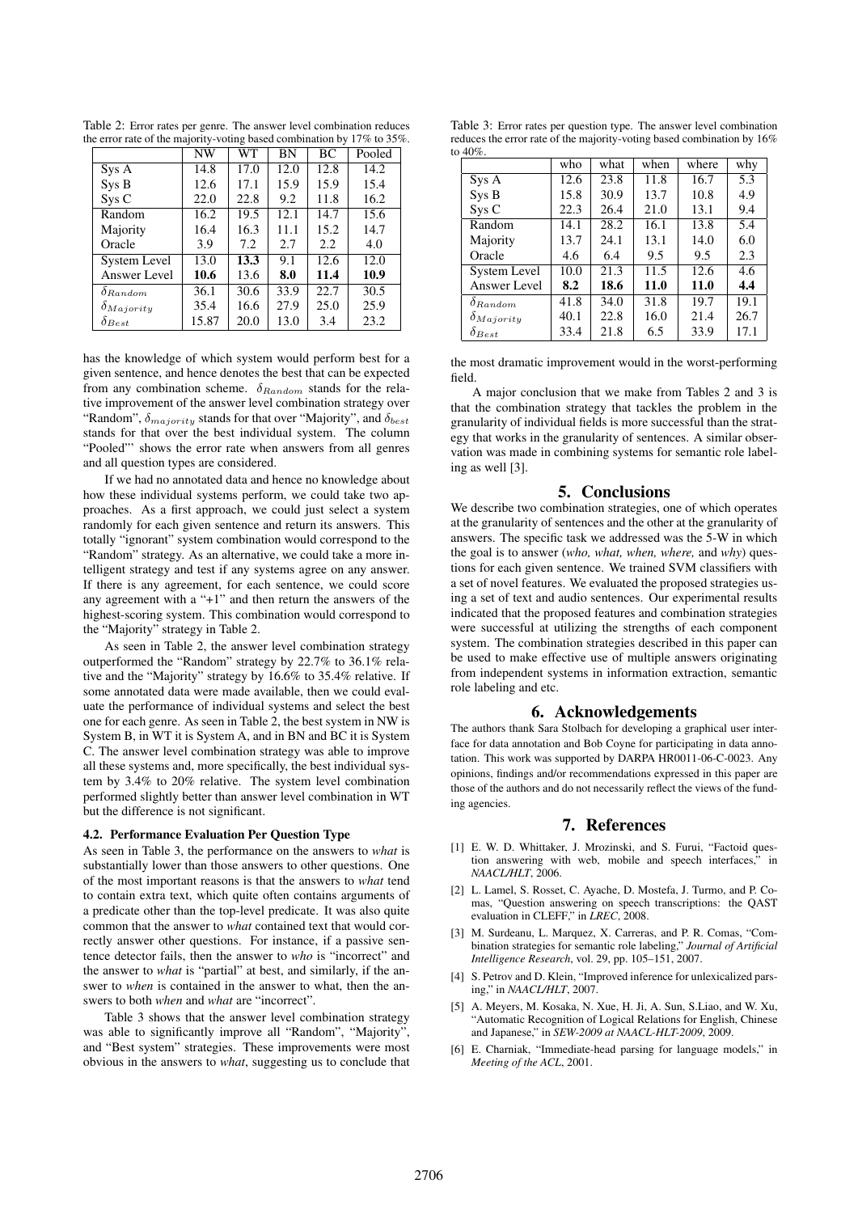Table 2: Error rates per genre. The answer level combination reduces the error rate of the majority-voting based combination by 17% to 35%.

| | NW | WT | BN | BC | Pooled |
|---|---|---|---|---|---|
| Sys A | 14.8 | 17.0 | 12.0 | 12.8 | 14.2 |
| Sys B | 12.6 | 17.1 | 15.9 | 15.9 | 15.4 |
| Sys C | 22.0 | 22.8 | 9.2 | 11.8 | 16.2 |
| Random | 16.2 | 19.5 | 12.1 | 14.7 | 15.6 |
| Majority | 16.4 | 16.3 | 11.1 | 15.2 | 14.7 |
| Oracle | 3.9 | 7.2 | 2.7 | 2.2 | 4.0 |
| System Level | 13.0 | **13.3** | 9.1 | 12.6 | 12.0 |
| Answer Level | **10.6** | 13.6 | **8.0** | **11.4** | **10.9** |
| $\delta_{Random}$ | 36.1 | 30.6 | 33.9 | 22.7 | 30.5 |
| $\delta_{Majority}$ | 35.4 | 16.6 | 27.9 | 25.0 | 25.9 |
| $\delta_{Best}$ | 15.87 | 20.0 | 13.0 | 3.4 | 23.2 |

has the knowledge of which system would perform best for a given sentence, and hence denotes the best that can be expected from any combination scheme. $\delta_{Random}$ stands for the relative improvement of the answer level combination strategy over "Random", $\delta_{majority}$ stands for that over "Majority", and $\delta_{best}$ stands for that over the best individual system. The column "Pooled"' shows the error rate when answers from all genres and all question types are considered.

If we had no annotated data and hence no knowledge about how these individual systems perform, we could take two approaches. As a first approach, we could just select a system randomly for each given sentence and return its answers. This totally "ignorant" system combination would correspond to the "Random" strategy. As an alternative, we could take a more intelligent strategy and test if any systems agree on any answer. If there is any agreement, for each sentence, we could score any agreement with a "+1" and then return the answers of the highest-scoring system. This combination would correspond to the "Majority" strategy in Table 2.

As seen in Table 2, the answer level combination strategy outperformed the "Random" strategy by 22.7% to 36.1% relative and the "Majority" strategy by 16.6% to 35.4% relative. If some annotated data were made available, then we could evaluate the performance of individual systems and select the best one for each genre. As seen in Table 2, the best system in NW is System B, in WT it is System A, and in BN and BC it is System C. The answer level combination strategy was able to improve all these systems and, more specifically, the best individual system by 3.4% to 20% relative. The system level combination performed slightly better than answer level combination in WT but the difference is not significant.

### 4.2. Performance Evaluation Per Question Type

As seen in Table 3, the performance on the answers to *what* is substantially lower than those answers to other questions. One of the most important reasons is that the answers to *what* tend to contain extra text, which quite often contains arguments of a predicate other than the top-level predicate. It was also quite common that the answer to *what* contained text that would correctly answer other questions. For instance, if a passive sentence detector fails, then the answer to *who* is "incorrect" and the answer to *what* is "partial" at best, and similarly, if the answer to *when* is contained in the answer to what, then the answers to both *when* and *what* are "incorrect".

Table 3 shows that the answer level combination strategy was able to significantly improve all "Random", "Majority", and "Best system" strategies. These improvements were most obvious in the answers to *what*, suggesting us to conclude that

Table 3: Error rates per question type. The answer level combination reduces the error rate of the majority-voting based combination by 16% to 40%.

| | who | what | when | where | why |
|---|---|---|---|---|---|
| Sys A | 12.6 | 23.8 | 11.8 | 16.7 | 5.3 |
| Sys B | 15.8 | 30.9 | 13.7 | 10.8 | 4.9 |
| Sys C | 22.3 | 26.4 | 21.0 | 13.1 | 9.4 |
| Random | 14.1 | 28.2 | 16.1 | 13.8 | 5.4 |
| Majority | 13.7 | 24.1 | 13.1 | 14.0 | 6.0 |
| Oracle | 4.6 | 6.4 | 9.5 | 9.5 | 2.3 |
| System Level | 10.0 | 21.3 | 11.5 | 12.6 | 4.6 |
| Answer Level | **8.2** | **18.6** | **11.0** | **11.0** | **4.4** |
| $\delta_{Random}$ | 41.8 | 34.0 | 31.8 | 19.7 | 19.1 |
| $\delta_{Majority}$ | 40.1 | 22.8 | 16.0 | 21.4 | 26.7 |
| $\delta_{Best}$ | 33.4 | 21.8 | 6.5 | 33.9 | 17.1 |

the most dramatic improvement would in the worst-performing field.

A major conclusion that we make from Tables 2 and 3 is that the combination strategy that tackles the problem in the granularity of individual fields is more successful than the strategy that works in the granularity of sentences. A similar observation was made in combining systems for semantic role labeling as well [3].

## 5. Conclusions

We describe two combination strategies, one of which operates at the granularity of sentences and the other at the granularity of answers. The specific task we addressed was the 5-W in which the goal is to answer (*who, what, when, where,* and *why*) questions for each given sentence. We trained SVM classifiers with a set of novel features. We evaluated the proposed strategies using a set of text and audio sentences. Our experimental results indicated that the proposed features and combination strategies were successful at utilizing the strengths of each component system. The combination strategies described in this paper can be used to make effective use of multiple answers originating from independent systems in information extraction, semantic role labeling and etc.

## 6. Acknowledgements

The authors thank Sara Stolbach for developing a graphical user interface for data annotation and Bob Coyne for participating in data annotation. This work was supported by DARPA HR0011-06-C-0023. Any opinions, findings and/or recommendations expressed in this paper are those of the authors and do not necessarily reflect the views of the funding agencies.

## 7. References

[1] E. W. D. Whittaker, J. Mrozinski, and S. Furui, "Factoid question answering with web, mobile and speech interfaces," in *NAACL/HLT*, 2006.

[2] L. Lamel, S. Rosset, C. Ayache, D. Mostefa, J. Turmo, and P. Comas, "Question answering on speech transcriptions: the QAST evaluation in CLEFF," in *LREC*, 2008.

[3] M. Surdeanu, L. Marquez, X. Carreras, and P. R. Comas, "Combination strategies for semantic role labeling," *Journal of Artificial Intelligence Research*, vol. 29, pp. 105–151, 2007.

[4] S. Petrov and D. Klein, "Improved inference for unlexicalized parsing," in *NAACL/HLT*, 2007.

[5] A. Meyers, M. Kosaka, N. Xue, H. Ji, A. Sun, S.Liao, and W. Xu, "Automatic Recognition of Logical Relations for English, Chinese and Japanese," in *SEW-2009 at NAACL-HLT-2009*, 2009.

[6] E. Charniak, "Immediate-head parsing for language models," in *Meeting of the ACL*, 2001.